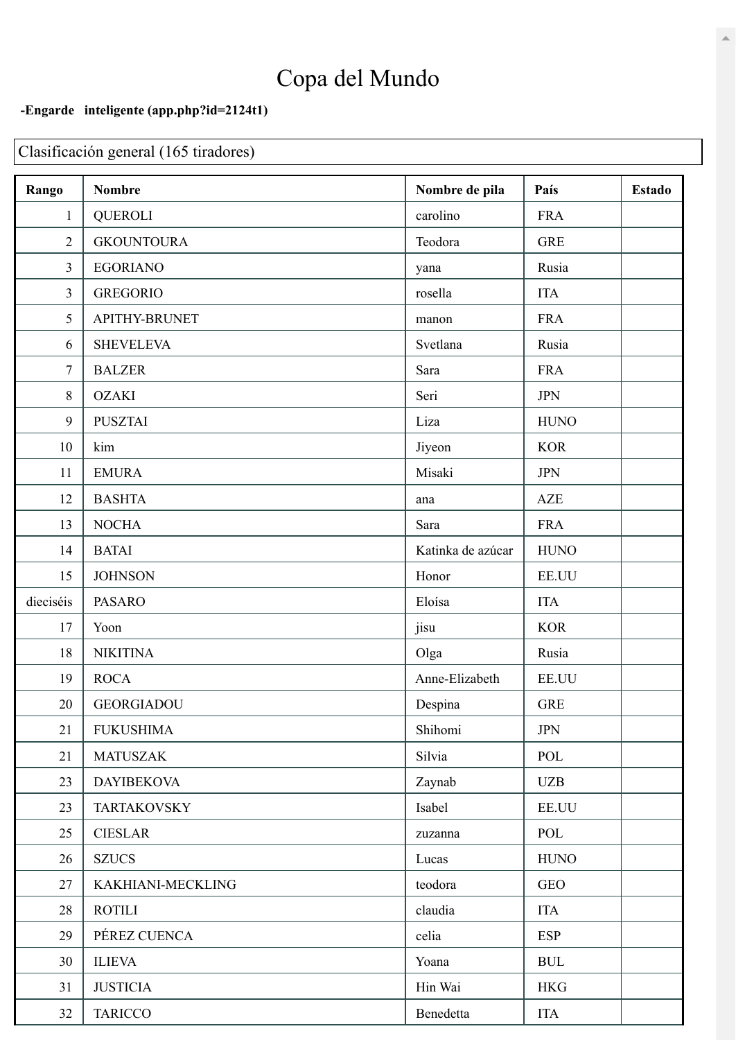# Copa del Mundo

**-Engarde inteligente (app.php?id=2124t1)**

Clasificación general (165 tiradores)

| Rango | Nombre | Nombre de pila | País | Estado |
|---|---|---|---|---|
| 1 | QUEROLI | carolino | FRA | |
| 2 | GKOUNTOURA | Teodora | GRE | |
| 3 | EGORIANO | yana | Rusia | |
| 3 | GREGORIO | rosella | ITA | |
| 5 | APITHY-BRUNET | manon | FRA | |
| 6 | SHEVELEVA | Svetlana | Rusia | |
| 7 | BALZER | Sara | FRA | |
| 8 | OZAKI | Seri | JPN | |
| 9 | PUSZTAI | Liza | HUNO | |
| 10 | kim | Jiyeon | KOR | |
| 11 | EMURA | Misaki | JPN | |
| 12 | BASHTA | ana | AZE | |
| 13 | NOCHA | Sara | FRA | |
| 14 | BATAI | Katinka de azúcar | HUNO | |
| 15 | JOHNSON | Honor | EE.UU | |
| dieciséis | PASARO | Eloísa | ITA | |
| 17 | Yoon | jisu | KOR | |
| 18 | NIKITINA | Olga | Rusia | |
| 19 | ROCA | Anne-Elizabeth | EE.UU | |
| 20 | GEORGIADOU | Despina | GRE | |
| 21 | FUKUSHIMA | Shihomi | JPN | |
| 21 | MATUSZAK | Silvia | POL | |
| 23 | DAYIBEKOVA | Zaynab | UZB | |
| 23 | TARTAKOVSKY | Isabel | EE.UU | |
| 25 | CIESLAR | zuzanna | POL | |
| 26 | SZUCS | Lucas | HUNO | |
| 27 | KAKHIANI-MECKLING | teodora | GEO | |
| 28 | ROTILI | claudia | ITA | |
| 29 | PÉREZ CUENCA | celia | ESP | |
| 30 | ILIEVA | Yoana | BUL | |
| 31 | JUSTICIA | Hin Wai | HKG | |
| 32 | TARICCO | Benedetta | ITA | |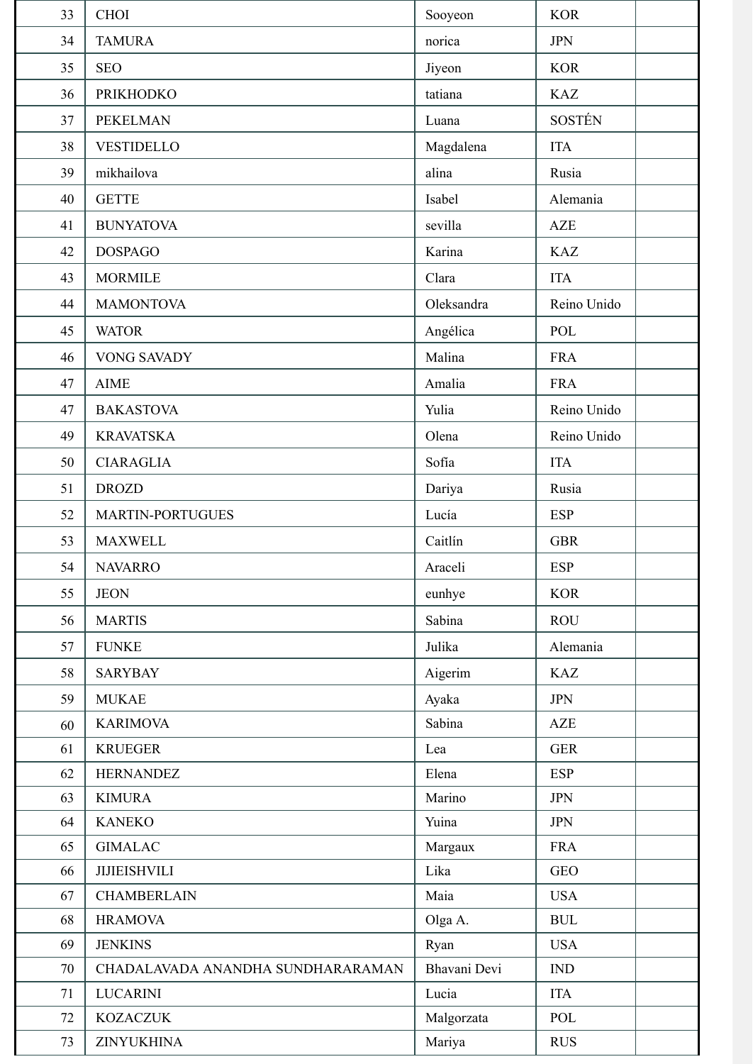| | | | | |
|---|---|---|---|---|
| 33 | CHOI | Sooyeon | KOR | |
| 34 | TAMURA | norica | JPN | |
| 35 | SEO | Jiyeon | KOR | |
| 36 | PRIKHODKO | tatiana | KAZ | |
| 37 | PEKELMAN | Luana | SOSTÉN | |
| 38 | VESTIDELLO | Magdalena | ITA | |
| 39 | mikhailova | alina | Rusia | |
| 40 | GETTE | Isabel | Alemania | |
| 41 | BUNYATOVA | sevilla | AZE | |
| 42 | DOSPAGO | Karina | KAZ | |
| 43 | MORMILE | Clara | ITA | |
| 44 | MAMONTOVA | Oleksandra | Reino Unido | |
| 45 | WATOR | Angélica | POL | |
| 46 | VONG SAVADY | Malina | FRA | |
| 47 | AIME | Amalia | FRA | |
| 47 | BAKASTOVA | Yulia | Reino Unido | |
| 49 | KRAVATSKA | Olena | Reino Unido | |
| 50 | CIARAGLIA | Sofía | ITA | |
| 51 | DROZD | Dariya | Rusia | |
| 52 | MARTIN-PORTUGUES | Lucía | ESP | |
| 53 | MAXWELL | Caitlín | GBR | |
| 54 | NAVARRO | Araceli | ESP | |
| 55 | JEON | eunhye | KOR | |
| 56 | MARTIS | Sabina | ROU | |
| 57 | FUNKE | Julika | Alemania | |
| 58 | SARYBAY | Aigerim | KAZ | |
| 59 | MUKAE | Ayaka | JPN | |
| 60 | KARIMOVA | Sabina | AZE | |
| 61 | KRUEGER | Lea | GER | |
| 62 | HERNANDEZ | Elena | ESP | |
| 63 | KIMURA | Marino | JPN | |
| 64 | KANEKO | Yuina | JPN | |
| 65 | GIMALAC | Margaux | FRA | |
| 66 | JIJIEISHVILI | Lika | GEO | |
| 67 | CHAMBERLAIN | Maia | USA | |
| 68 | HRAMOVA | Olga A. | BUL | |
| 69 | JENKINS | Ryan | USA | |
| 70 | CHADALAVADA ANANDHA SUNDHARARAMAN | Bhavani Devi | IND | |
| 71 | LUCARINI | Lucia | ITA | |
| 72 | KOZACZUK | Malgorzata | POL | |
| 73 | ZINYUKHINA | Mariya | RUS | |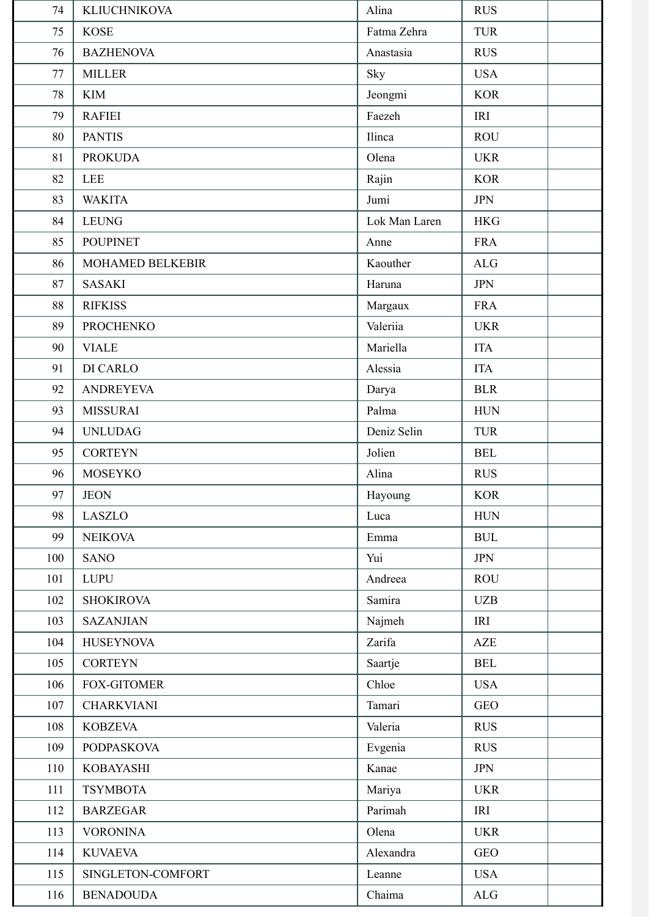| | | | | |
|---|---|---|---|---|
| 74 | KLIUCHNIKOVA | Alina | RUS | |
| 75 | KOSE | Fatma Zehra | TUR | |
| 76 | BAZHENOVA | Anastasia | RUS | |
| 77 | MILLER | Sky | USA | |
| 78 | KIM | Jeongmi | KOR | |
| 79 | RAFIEI | Faezeh | IRI | |
| 80 | PANTIS | Ilinca | ROU | |
| 81 | PROKUDA | Olena | UKR | |
| 82 | LEE | Rajin | KOR | |
| 83 | WAKITA | Jumi | JPN | |
| 84 | LEUNG | Lok Man Laren | HKG | |
| 85 | POUPINET | Anne | FRA | |
| 86 | MOHAMED BELKEBIR | Kaouther | ALG | |
| 87 | SASAKI | Haruna | JPN | |
| 88 | RIFKISS | Margaux | FRA | |
| 89 | PROCHENKO | Valeriia | UKR | |
| 90 | VIALE | Mariella | ITA | |
| 91 | DI CARLO | Alessia | ITA | |
| 92 | ANDREYEVA | Darya | BLR | |
| 93 | MISSURAI | Palma | HUN | |
| 94 | UNLUDAG | Deniz Selin | TUR | |
| 95 | CORTEYN | Jolien | BEL | |
| 96 | MOSEYKO | Alina | RUS | |
| 97 | JEON | Hayoung | KOR | |
| 98 | LASZLO | Luca | HUN | |
| 99 | NEIKOVA | Emma | BUL | |
| 100 | SANO | Yui | JPN | |
| 101 | LUPU | Andreea | ROU | |
| 102 | SHOKIROVA | Samira | UZB | |
| 103 | SAZANJIAN | Najmeh | IRI | |
| 104 | HUSEYNOVA | Zarifa | AZE | |
| 105 | CORTEYN | Saartje | BEL | |
| 106 | FOX-GITOMER | Chloe | USA | |
| 107 | CHARKVIANI | Tamari | GEO | |
| 108 | KOBZEVA | Valeria | RUS | |
| 109 | PODPASKOVA | Evgenia | RUS | |
| 110 | KOBAYASHI | Kanae | JPN | |
| 111 | TSYMBOTA | Mariya | UKR | |
| 112 | BARZEGAR | Parimah | IRI | |
| 113 | VORONINA | Olena | UKR | |
| 114 | KUVAEVA | Alexandra | GEO | |
| 115 | SINGLETON-COMFORT | Leanne | USA | |
| 116 | BENADOUDA | Chaima | ALG | |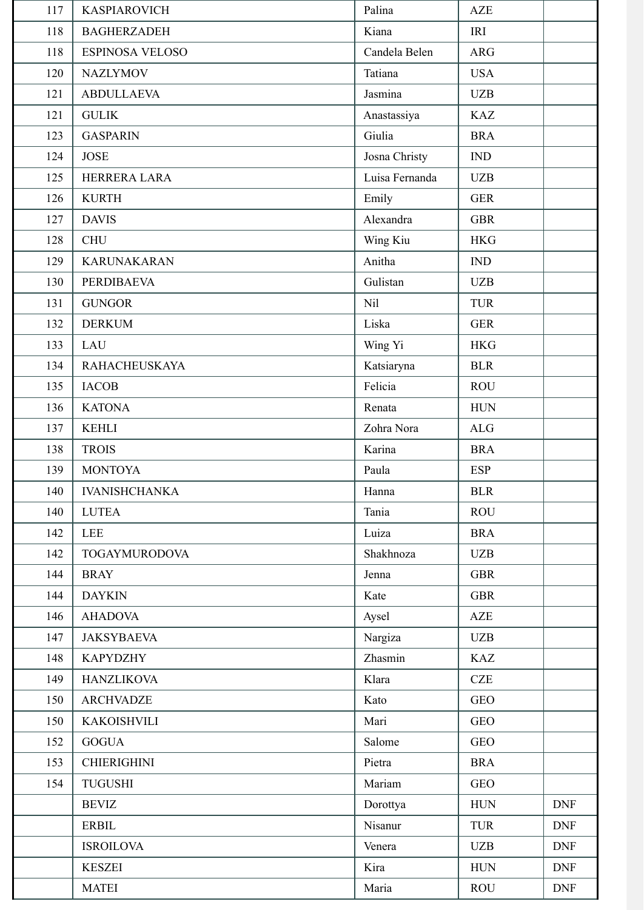| | | | | |
|---|---|---|---|---|
| 117 | KASPIAROVICH | Palina | AZE | |
| 118 | BAGHERZADEH | Kiana | IRI | |
| 118 | ESPINOSA VELOSO | Candela Belen | ARG | |
| 120 | NAZLYMOV | Tatiana | USA | |
| 121 | ABDULLAEVA | Jasmina | UZB | |
| 121 | GULIK | Anastassiya | KAZ | |
| 123 | GASPARIN | Giulia | BRA | |
| 124 | JOSE | Josna Christy | IND | |
| 125 | HERRERA LARA | Luisa Fernanda | UZB | |
| 126 | KURTH | Emily | GER | |
| 127 | DAVIS | Alexandra | GBR | |
| 128 | CHU | Wing Kiu | HKG | |
| 129 | KARUNAKARAN | Anitha | IND | |
| 130 | PERDIBAEVA | Gulistan | UZB | |
| 131 | GUNGOR | Nil | TUR | |
| 132 | DERKUM | Liska | GER | |
| 133 | LAU | Wing Yi | HKG | |
| 134 | RAHACHEUSKAYA | Katsiaryna | BLR | |
| 135 | IACOB | Felicia | ROU | |
| 136 | KATONA | Renata | HUN | |
| 137 | KEHLI | Zohra Nora | ALG | |
| 138 | TROIS | Karina | BRA | |
| 139 | MONTOYA | Paula | ESP | |
| 140 | IVANISHCHANKA | Hanna | BLR | |
| 140 | LUTEA | Tania | ROU | |
| 142 | LEE | Luiza | BRA | |
| 142 | TOGAYMURODOVA | Shakhnoza | UZB | |
| 144 | BRAY | Jenna | GBR | |
| 144 | DAYKIN | Kate | GBR | |
| 146 | AHADOVA | Aysel | AZE | |
| 147 | JAKSYBAEVA | Nargiza | UZB | |
| 148 | KAPYDZHY | Zhasmin | KAZ | |
| 149 | HANZLIKOVA | Klara | CZE | |
| 150 | ARCHVADZE | Kato | GEO | |
| 150 | KAKOISHVILI | Mari | GEO | |
| 152 | GOGUA | Salome | GEO | |
| 153 | CHIERIGHINI | Pietra | BRA | |
| 154 | TUGUSHI | Mariam | GEO | |
| | BEVIZ | Dorottya | HUN | DNF |
| | ERBIL | Nisanur | TUR | DNF |
| | ISROILOVA | Venera | UZB | DNF |
| | KESZEI | Kira | HUN | DNF |
| | MATEI | Maria | ROU | DNF |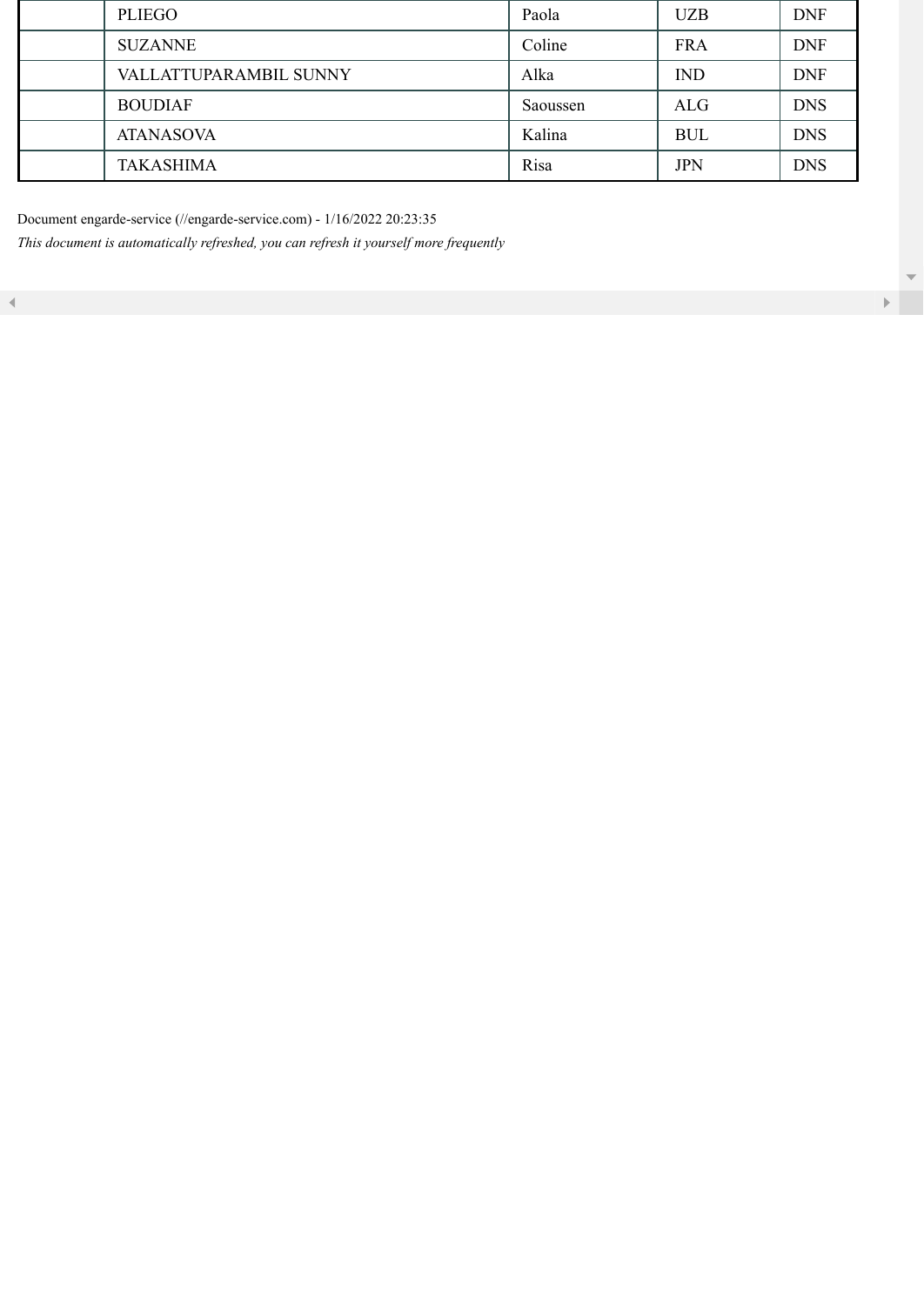| | | | | |
|---|---|---|---|---|
| | PLIEGO | Paola | UZB | DNF |
| | SUZANNE | Coline | FRA | DNF |
| | VALLATTUPARAMBIL SUNNY | Alka | IND | DNF |
| | BOUDIAF | Saoussen | ALG | DNS |
| | ATANASOVA | Kalina | BUL | DNS |
| | TAKASHIMA | Risa | JPN | DNS |

Document engarde-service (//engarde-service.com) - 1/16/2022 20:23:35

*This document is automatically refreshed, you can refresh it yourself more frequently*